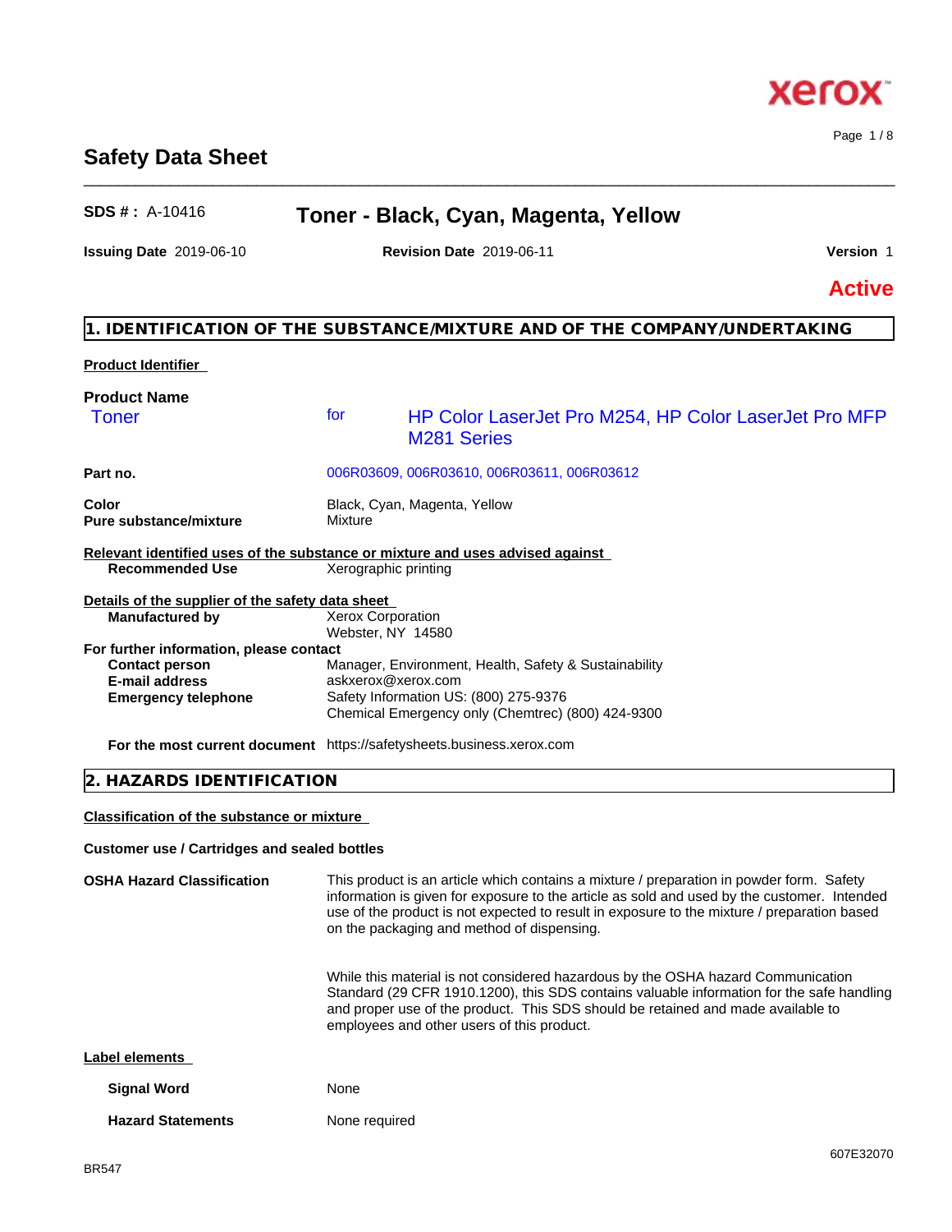# Safety Data Sheet

**SDS # :** A-10416 **Toner - Black, Cyan, Magenta, Yellow**

**Issuing Date** 2019-06-10 **Revision Date** 2019-06-11 **Version** 1

**Active**

## 1. IDENTIFICATION OF THE SUBSTANCE/MIXTURE AND OF THE COMPANY/UNDERTAKING

**Product Identifier**

**Product Name**

Toner for HP Color LaserJet Pro M254, HP Color LaserJet Pro MFP M281 Series

**Part no.** 006R03609, 006R03610, 006R03611, 006R03612

**Color** Black, Cyan, Magenta, Yellow
**Pure substance/mixture** Mixture

**Relevant identified uses of the substance or mixture and uses advised against**

**Recommended Use** Xerographic printing

**Details of the supplier of the safety data sheet**

**Manufactured by** Xerox Corporation
Webster, NY 14580

**For further information, please contact**

**Contact person** Manager, Environment, Health, Safety & Sustainability
**E-mail address** askxerox@xerox.com
**Emergency telephone** Safety Information US: (800) 275-9376
Chemical Emergency only (Chemtrec) (800) 424-9300

**For the most current document** https://safetysheets.business.xerox.com

## 2. HAZARDS IDENTIFICATION

**Classification of the substance or mixture**

**Customer use / Cartridges and sealed bottles**

**OSHA Hazard Classification** This product is an article which contains a mixture / preparation in powder form. Safety information is given for exposure to the article as sold and used by the customer. Intended use of the product is not expected to result in exposure to the mixture / preparation based on the packaging and method of dispensing.

While this material is not considered hazardous by the OSHA hazard Communication Standard (29 CFR 1910.1200), this SDS contains valuable information for the safe handling and proper use of the product. This SDS should be retained and made available to employees and other users of this product.

**Label elements**

**Signal Word** None

**Hazard Statements** None required

BR547 607E32070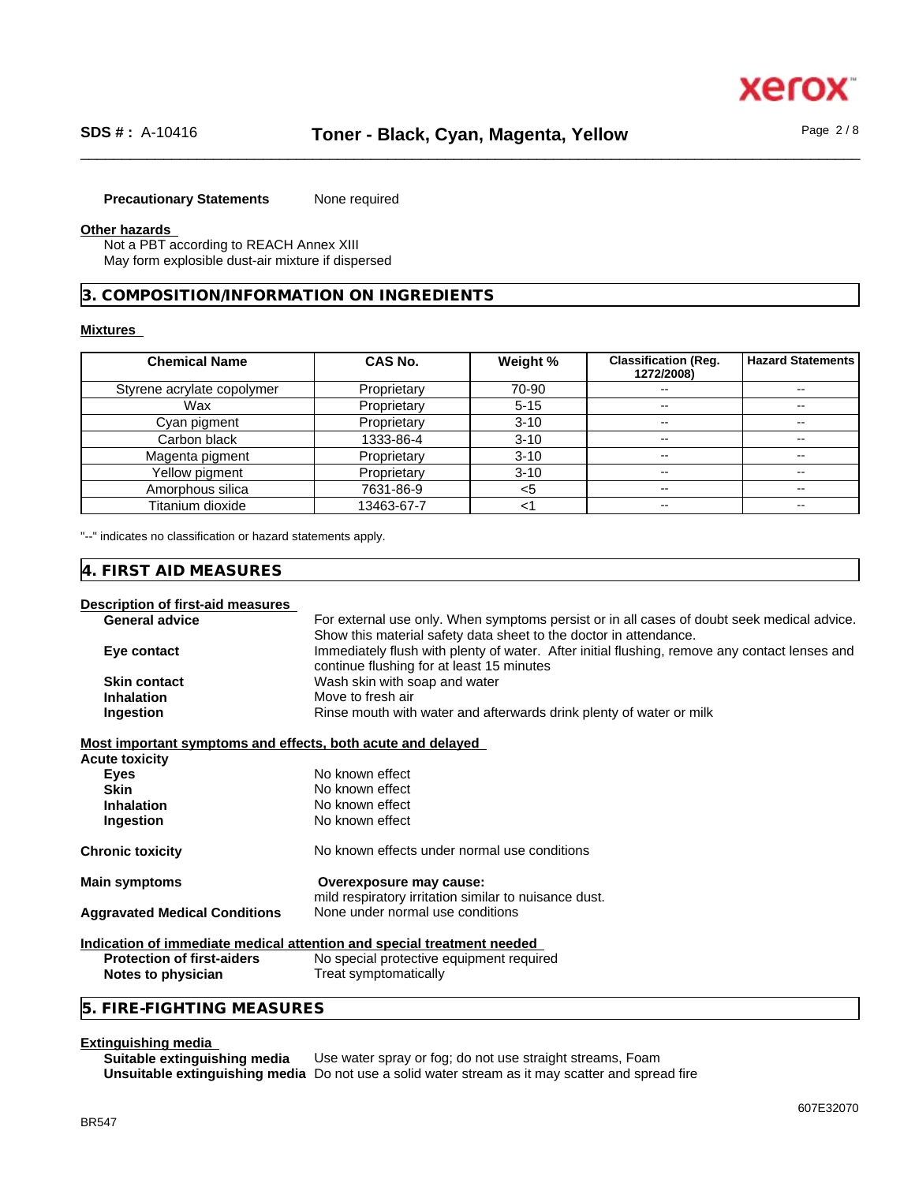**Precautionary Statements** None required

**Other hazards**

Not a PBT according to REACH Annex XIII
May form explosible dust-air mixture if dispersed

## 3. COMPOSITION/INFORMATION ON INGREDIENTS

**Mixtures**

| Chemical Name | CAS No. | Weight % | Classification (Reg. 1272/2008) | Hazard Statements |
|---|---|---|---|---|
| Styrene acrylate copolymer | Proprietary | 70-90 | -- | -- |
| Wax | Proprietary | 5-15 | -- | -- |
| Cyan pigment | Proprietary | 3-10 | -- | -- |
| Carbon black | 1333-86-4 | 3-10 | -- | -- |
| Magenta pigment | Proprietary | 3-10 | -- | -- |
| Yellow pigment | Proprietary | 3-10 | -- | -- |
| Amorphous silica | 7631-86-9 | <5 | -- | -- |
| Titanium dioxide | 13463-67-7 | <1 | -- | -- |

"--" indicates no classification or hazard statements apply.

## 4. FIRST AID MEASURES

**Description of first-aid measures**

**General advice** For external use only. When symptoms persist or in all cases of doubt seek medical advice. Show this material safety data sheet to the doctor in attendance.

**Eye contact** Immediately flush with plenty of water. After initial flushing, remove any contact lenses and continue flushing for at least 15 minutes

**Skin contact** Wash skin with soap and water

**Inhalation** Move to fresh air

**Ingestion** Rinse mouth with water and afterwards drink plenty of water or milk

**Most important symptoms and effects, both acute and delayed**

**Acute toxicity**

**Eyes** No known effect
**Skin** No known effect
**Inhalation** No known effect
**Ingestion** No known effect

**Chronic toxicity** No known effects under normal use conditions

**Main symptoms** **Overexposure may cause:**
mild respiratory irritation similar to nuisance dust.

**Aggravated Medical Conditions** None under normal use conditions

**Indication of immediate medical attention and special treatment needed**

**Protection of first-aiders** No special protective equipment required

**Notes to physician** Treat symptomatically

## 5. FIRE-FIGHTING MEASURES

**Extinguishing media**

**Suitable extinguishing media** Use water spray or fog; do not use straight streams, Foam

**Unsuitable extinguishing media** Do not use a solid water stream as it may scatter and spread fire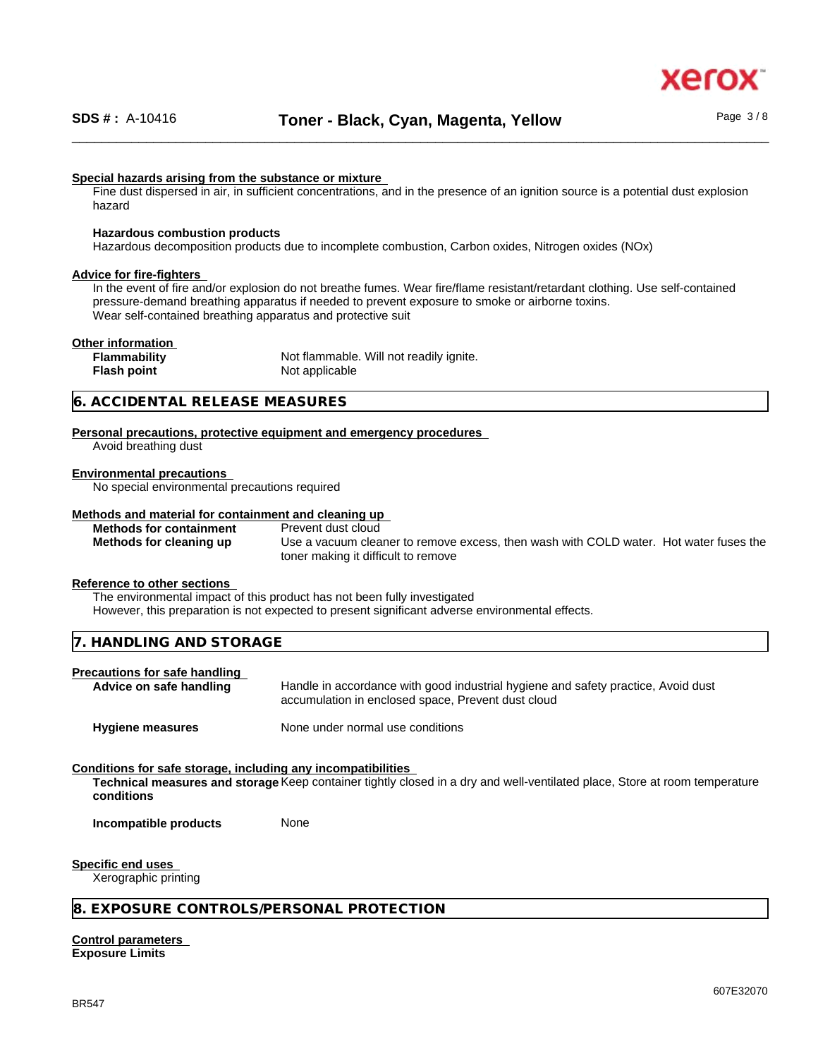**Special hazards arising from the substance or mixture**

Fine dust dispersed in air, in sufficient concentrations, and in the presence of an ignition source is a potential dust explosion hazard

**Hazardous combustion products**

Hazardous decomposition products due to incomplete combustion, Carbon oxides, Nitrogen oxides (NOx)

**Advice for fire-fighters**

In the event of fire and/or explosion do not breathe fumes. Wear fire/flame resistant/retardant clothing. Use self-contained pressure-demand breathing apparatus if needed to prevent exposure to smoke or airborne toxins.
Wear self-contained breathing apparatus and protective suit

**Other information**

| | |
|---|---|
| **Flammability** | Not flammable. Will not readily ignite. |
| **Flash point** | Not applicable |

## 6. ACCIDENTAL RELEASE MEASURES

**Personal precautions, protective equipment and emergency procedures**

Avoid breathing dust

**Environmental precautions**

No special environmental precautions required

**Methods and material for containment and cleaning up**

| | |
|---|---|
| **Methods for containment** | Prevent dust cloud |
| **Methods for cleaning up** | Use a vacuum cleaner to remove excess, then wash with COLD water. Hot water fuses the toner making it difficult to remove |

**Reference to other sections**

The environmental impact of this product has not been fully investigated
However, this preparation is not expected to present significant adverse environmental effects.

## 7. HANDLING AND STORAGE

**Precautions for safe handling**

| | |
|---|---|
| **Advice on safe handling** | Handle in accordance with good industrial hygiene and safety practice, Avoid dust accumulation in enclosed space, Prevent dust cloud |
| **Hygiene measures** | None under normal use conditions |

**Conditions for safe storage, including any incompatibilities**

| | |
|---|---|
| **Technical measures and storage conditions** | Keep container tightly closed in a dry and well-ventilated place, Store at room temperature |
| **Incompatible products** | None |

**Specific end uses**

Xerographic printing

## 8. EXPOSURE CONTROLS/PERSONAL PROTECTION

**Control parameters**

**Exposure Limits**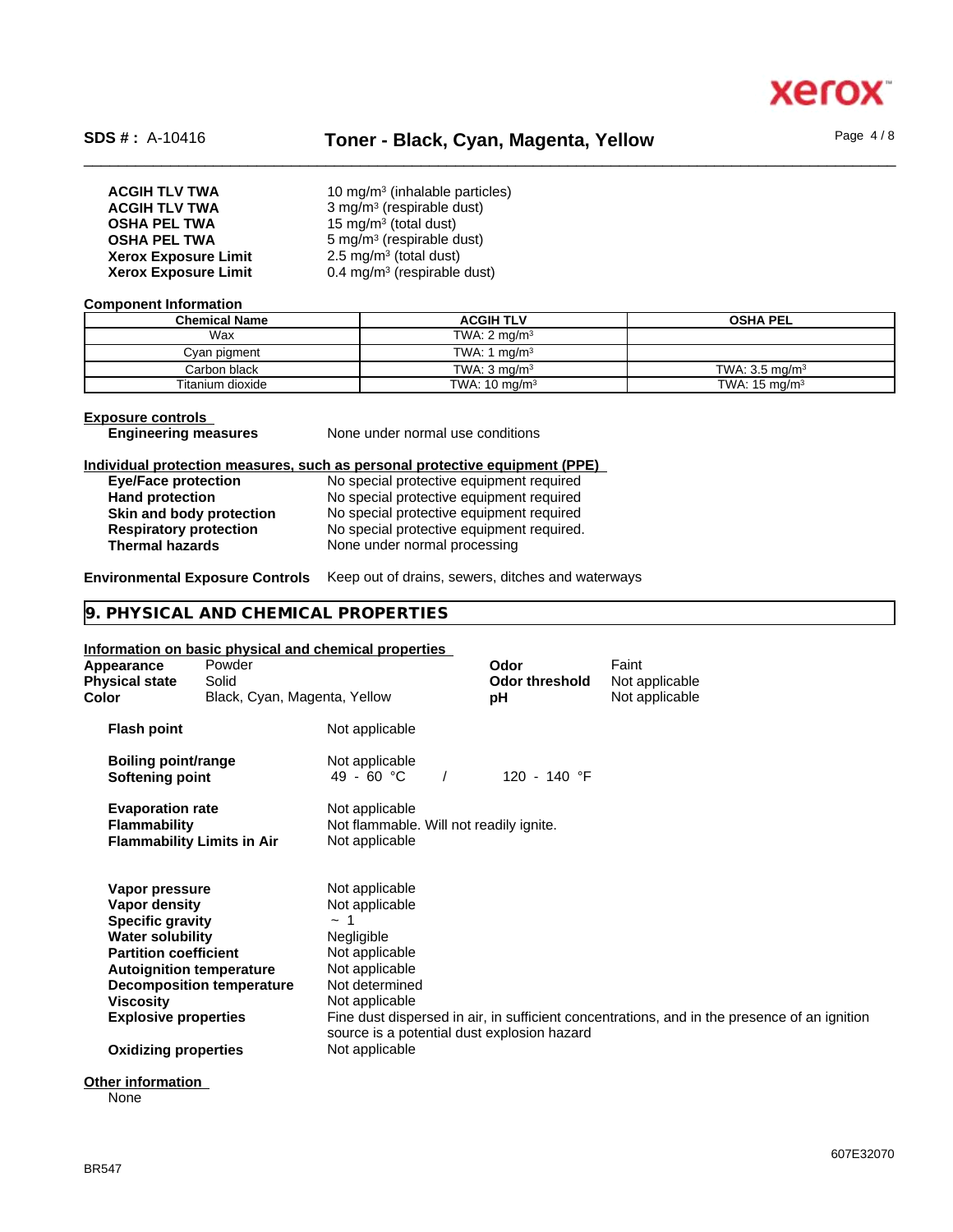| | |
|---|---|
| **ACGIH TLV TWA** | 10 mg/m³ (inhalable particles) |
| **ACGIH TLV TWA** | 3 mg/m³ (respirable dust) |
| **OSHA PEL TWA** | 15 mg/m³ (total dust) |
| **OSHA PEL TWA** | 5 mg/m³ (respirable dust) |
| **Xerox Exposure Limit** | 2.5 mg/m³ (total dust) |
| **Xerox Exposure Limit** | 0.4 mg/m³ (respirable dust) |

**Component Information**

| Chemical Name | ACGIH TLV | OSHA PEL |
|---|---|---|
| Wax | TWA: 2 mg/m³ | |
| Cyan pigment | TWA: 1 mg/m³ | |
| Carbon black | TWA: 3 mg/m³ | TWA: 3.5 mg/m³ |
| Titanium dioxide | TWA: 10 mg/m³ | TWA: 15 mg/m³ |

**Exposure controls**

**Engineering measures** None under normal use conditions

**Individual protection measures, such as personal protective equipment (PPE)**

| | |
|---|---|
| **Eye/Face protection** | No special protective equipment required |
| **Hand protection** | No special protective equipment required |
| **Skin and body protection** | No special protective equipment required |
| **Respiratory protection** | No special protective equipment required. |
| **Thermal hazards** | None under normal processing |

**Environmental Exposure Controls** Keep out of drains, sewers, ditches and waterways

## 9. PHYSICAL AND CHEMICAL PROPERTIES

**Information on basic physical and chemical properties**

| | | | |
|---|---|---|---|
| **Appearance** | Powder | **Odor** | Faint |
| **Physical state** | Solid | **Odor threshold** | Not applicable |
| **Color** | Black, Cyan, Magenta, Yellow | **pH** | Not applicable |

| | |
|---|---|
| **Flash point** | Not applicable |
| **Boiling point/range** | Not applicable |
| **Softening point** | 49 - 60 °C / 120 - 140 °F |
| **Evaporation rate** | Not applicable |
| **Flammability** | Not flammable. Will not readily ignite. |
| **Flammability Limits in Air** | Not applicable |
| **Vapor pressure** | Not applicable |
| **Vapor density** | Not applicable |
| **Specific gravity** | ~ 1 |
| **Water solubility** | Negligible |
| **Partition coefficient** | Not applicable |
| **Autoignition temperature** | Not applicable |
| **Decomposition temperature** | Not determined |
| **Viscosity** | Not applicable |
| **Explosive properties** | Fine dust dispersed in air, in sufficient concentrations, and in the presence of an ignition source is a potential dust explosion hazard |
| **Oxidizing properties** | Not applicable |

**Other information**

None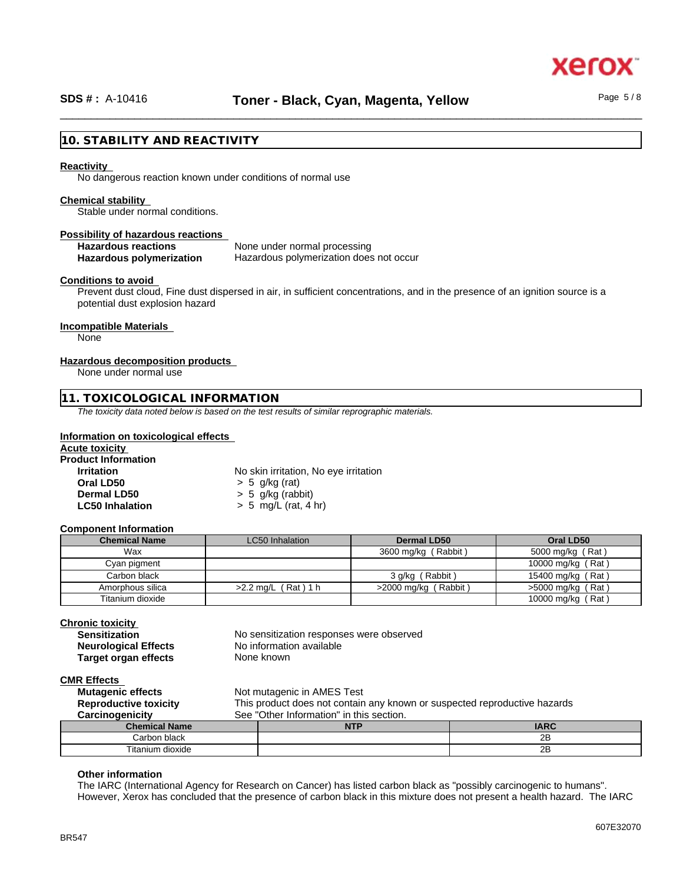## 10. STABILITY AND REACTIVITY

**Reactivity**

No dangerous reaction known under conditions of normal use

**Chemical stability**

Stable under normal conditions.

**Possibility of hazardous reactions**

**Hazardous reactions** None under normal processing
**Hazardous polymerization** Hazardous polymerization does not occur

**Conditions to avoid**

Prevent dust cloud, Fine dust dispersed in air, in sufficient concentrations, and in the presence of an ignition source is a potential dust explosion hazard

**Incompatible Materials**

None

**Hazardous decomposition products**

None under normal use

## 11. TOXICOLOGICAL INFORMATION

*The toxicity data noted below is based on the test results of similar reprographic materials.*

**Information on toxicological effects**

**Acute toxicity**

**Product Information**

**Irritation** No skin irritation, No eye irritation
**Oral LD50** > 5 g/kg (rat)
**Dermal LD50** > 5 g/kg (rabbit)
**LC50 Inhalation** > 5 mg/L (rat, 4 hr)

**Component Information**

| Chemical Name | LC50 Inhalation | Dermal LD50 | Oral LD50 |
|---|---|---|---|
| Wax | | 3600 mg/kg ( Rabbit ) | 5000 mg/kg ( Rat ) |
| Cyan pigment | | | 10000 mg/kg ( Rat ) |
| Carbon black | | 3 g/kg ( Rabbit ) | 15400 mg/kg ( Rat ) |
| Amorphous silica | >2.2 mg/L ( Rat ) 1 h | >2000 mg/kg ( Rabbit ) | >5000 mg/kg ( Rat ) |
| Titanium dioxide | | | 10000 mg/kg ( Rat ) |

**Chronic toxicity**

**Sensitization** No sensitization responses were observed
**Neurological Effects** No information available
**Target organ effects** None known

**CMR Effects**

**Mutagenic effects** Not mutagenic in AMES Test
**Reproductive toxicity** This product does not contain any known or suspected reproductive hazards
**Carcinogenicity** See "Other Information" in this section.

| Chemical Name | NTP | IARC |
|---|---|---|
| Carbon black | | 2B |
| Titanium dioxide | | 2B |

**Other information**

The IARC (International Agency for Research on Cancer) has listed carbon black as "possibly carcinogenic to humans". However, Xerox has concluded that the presence of carbon black in this mixture does not present a health hazard. The IARC

BR547

607E32070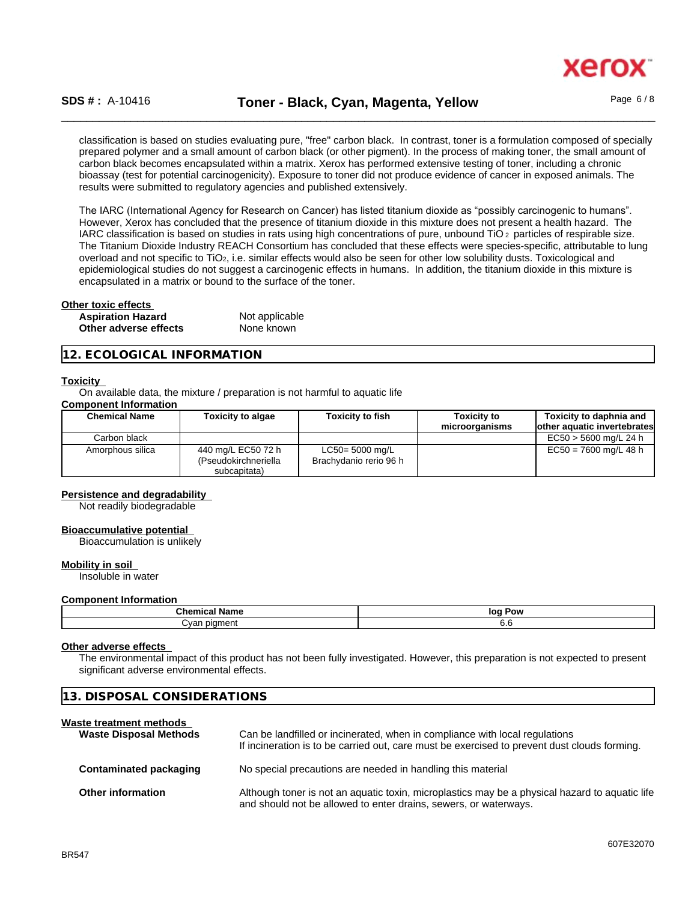classification is based on studies evaluating pure, "free" carbon black. In contrast, toner is a formulation composed of specially prepared polymer and a small amount of carbon black (or other pigment). In the process of making toner, the small amount of carbon black becomes encapsulated within a matrix. Xerox has performed extensive testing of toner, including a chronic bioassay (test for potential carcinogenicity). Exposure to toner did not produce evidence of cancer in exposed animals. The results were submitted to regulatory agencies and published extensively.

The IARC (International Agency for Research on Cancer) has listed titanium dioxide as "possibly carcinogenic to humans". However, Xerox has concluded that the presence of titanium dioxide in this mixture does not present a health hazard. The IARC classification is based on studies in rats using high concentrations of pure, unbound $TiO_2$ particles of respirable size. The Titanium Dioxide Industry REACH Consortium has concluded that these effects were species-specific, attributable to lung overload and not specific to $TiO_2$, i.e. similar effects would also be seen for other low solubility dusts. Toxicological and epidemiological studies do not suggest a carcinogenic effects in humans. In addition, the titanium dioxide in this mixture is encapsulated in a matrix or bound to the surface of the toner.

**Other toxic effects**

| | |
|---|---|
| **Aspiration Hazard** | Not applicable |
| **Other adverse effects** | None known |

## 12. ECOLOGICAL INFORMATION

**Toxicity**

On available data, the mixture / preparation is not harmful to aquatic life

**Component Information**

| Chemical Name | Toxicity to algae | Toxicity to fish | Toxicity to microorganisms | Toxicity to daphnia and other aquatic invertebrates |
|---|---|---|---|---|
| Carbon black | | | | EC50 > 5600 mg/L 24 h |
| Amorphous silica | 440 mg/L EC50 72 h (Pseudokirchneriella subcapitata) | LC50= 5000 mg/L Brachydanio rerio 96 h | | EC50 = 7600 mg/L 48 h |

**Persistence and degradability**

Not readily biodegradable

**Bioaccumulative potential**

Bioaccumulation is unlikely

**Mobility in soil**

Insoluble in water

**Component Information**

| Chemical Name | log Pow |
|---|---|
| Cyan pigment | 6.6 |

**Other adverse effects**

The environmental impact of this product has not been fully investigated. However, this preparation is not expected to present significant adverse environmental effects.

## 13. DISPOSAL CONSIDERATIONS

**Waste treatment methods**

| | |
|---|---|
| **Waste Disposal Methods** | Can be landfilled or incinerated, when in compliance with local regulations<br>If incineration is to be carried out, care must be exercised to prevent dust clouds forming. |
| **Contaminated packaging** | No special precautions are needed in handling this material |
| **Other information** | Although toner is not an aquatic toxin, microplastics may be a physical hazard to aquatic life and should not be allowed to enter drains, sewers, or waterways. |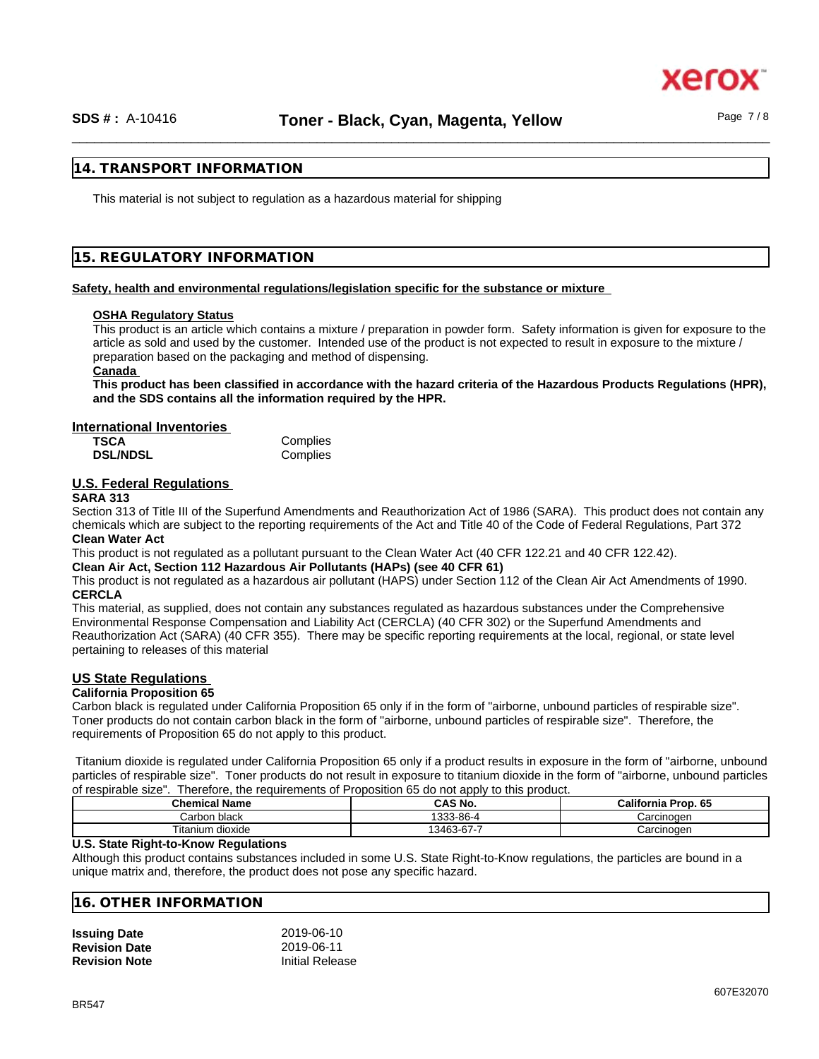## 14. TRANSPORT INFORMATION

This material is not subject to regulation as a hazardous material for shipping

## 15. REGULATORY INFORMATION

**Safety, health and environmental regulations/legislation specific for the substance or mixture**

**OSHA Regulatory Status**

This product is an article which contains a mixture / preparation in powder form. Safety information is given for exposure to the article as sold and used by the customer. Intended use of the product is not expected to result in exposure to the mixture / preparation based on the packaging and method of dispensing.

**Canada**

**This product has been classified in accordance with the hazard criteria of the Hazardous Products Regulations (HPR), and the SDS contains all the information required by the HPR.**

**International Inventories**

| | |
|---|---|
| **TSCA** | Complies |
| **DSL/NDSL** | Complies |

**U.S. Federal Regulations**

**SARA 313**

Section 313 of Title III of the Superfund Amendments and Reauthorization Act of 1986 (SARA). This product does not contain any chemicals which are subject to the reporting requirements of the Act and Title 40 of the Code of Federal Regulations, Part 372

**Clean Water Act**

This product is not regulated as a pollutant pursuant to the Clean Water Act (40 CFR 122.21 and 40 CFR 122.42).

**Clean Air Act, Section 112 Hazardous Air Pollutants (HAPs) (see 40 CFR 61)**

This product is not regulated as a hazardous air pollutant (HAPS) under Section 112 of the Clean Air Act Amendments of 1990.

**CERCLA**

This material, as supplied, does not contain any substances regulated as hazardous substances under the Comprehensive Environmental Response Compensation and Liability Act (CERCLA) (40 CFR 302) or the Superfund Amendments and Reauthorization Act (SARA) (40 CFR 355). There may be specific reporting requirements at the local, regional, or state level pertaining to releases of this material

**US State Regulations**

**California Proposition 65**

Carbon black is regulated under California Proposition 65 only if in the form of "airborne, unbound particles of respirable size". Toner products do not contain carbon black in the form of "airborne, unbound particles of respirable size". Therefore, the requirements of Proposition 65 do not apply to this product.

Titanium dioxide is regulated under California Proposition 65 only if a product results in exposure in the form of "airborne, unbound particles of respirable size". Toner products do not result in exposure to titanium dioxide in the form of "airborne, unbound particles of respirable size". Therefore, the requirements of Proposition 65 do not apply to this product.

| Chemical Name | CAS No. | California Prop. 65 |
|---|---|---|
| Carbon black | 1333-86-4 | Carcinogen |
| Titanium dioxide | 13463-67-7 | Carcinogen |

**U.S. State Right-to-Know Regulations**

Although this product contains substances included in some U.S. State Right-to-Know regulations, the particles are bound in a unique matrix and, therefore, the product does not pose any specific hazard.

## 16. OTHER INFORMATION

| | |
|---|---|
| **Issuing Date** | 2019-06-10 |
| **Revision Date** | 2019-06-11 |
| **Revision Note** | Initial Release |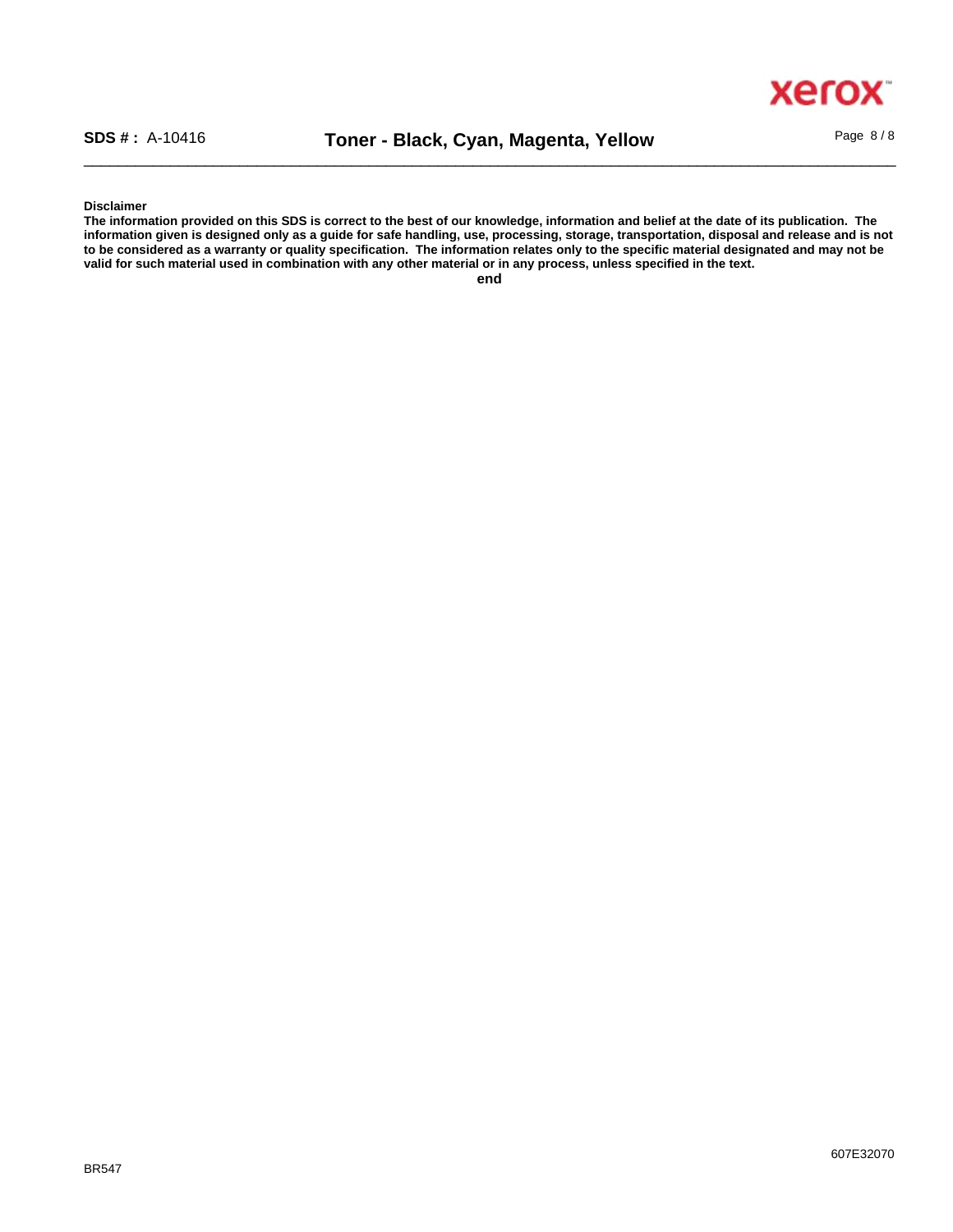**Disclaimer**

**The information provided on this SDS is correct to the best of our knowledge, information and belief at the date of its publication. The information given is designed only as a guide for safe handling, use, processing, storage, transportation, disposal and release and is not to be considered as a warranty or quality specification. The information relates only to the specific material designated and may not be valid for such material used in combination with any other material or in any process, unless specified in the text.**

**end**